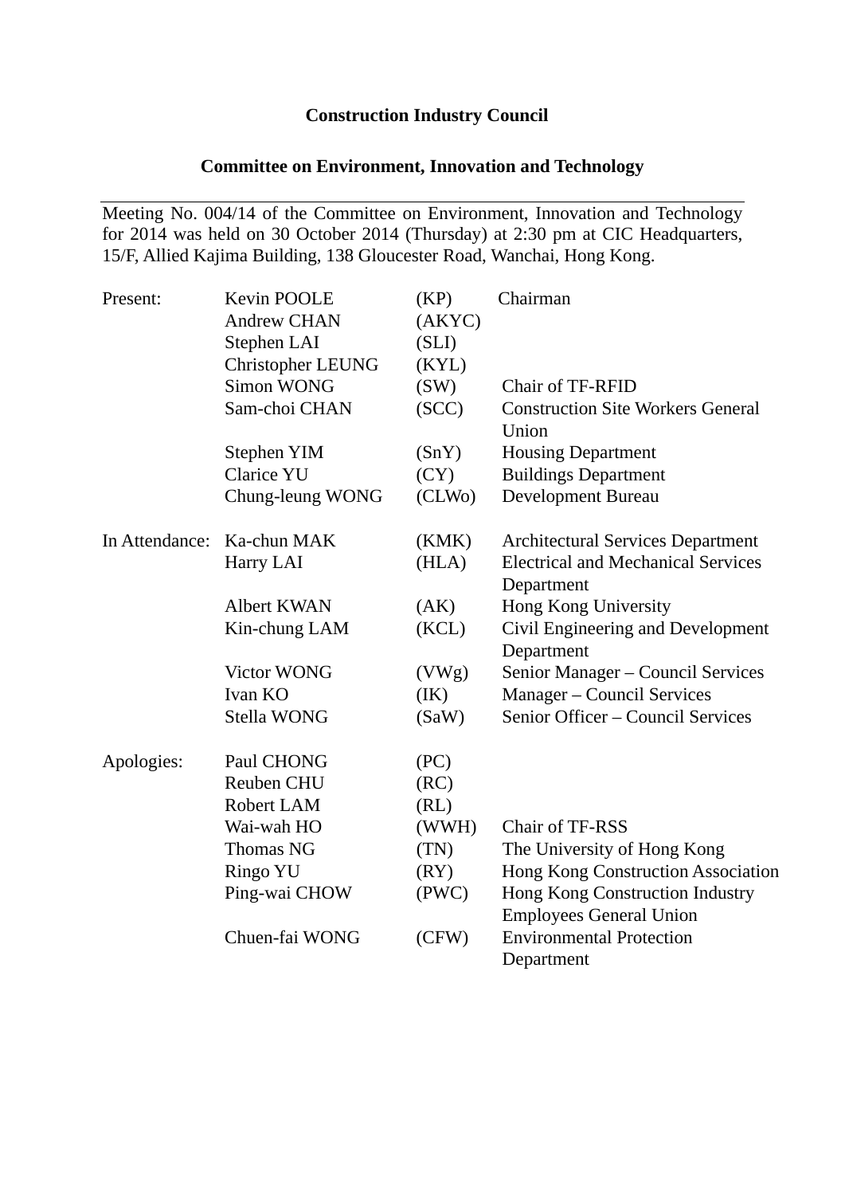# Construction Industry Council

## Committee on Environment, Innovation and Technology

---

Meeting No. 004/14 of the Committee on Environment, Innovation and Technology for 2014 was held on 30 October 2014 (Thursday) at 2:30 pm at CIC Headquarters, 15/F, Allied Kajima Building, 138 Gloucester Road, Wanchai, Hong Kong.

| | | | |
|---|---|---|---|
| Present: | Kevin POOLE | (KP) | Chairman |
| | Andrew CHAN | (AKYC) | |
| | Stephen LAI | (SLI) | |
| | Christopher LEUNG | (KYL) | |
| | Simon WONG | (SW) | Chair of TF-RFID |
| | Sam-choi CHAN | (SCC) | Construction Site Workers General Union |
| | Stephen YIM | (SnY) | Housing Department |
| | Clarice YU | (CY) | Buildings Department |
| | Chung-leung WONG | (CLWo) | Development Bureau |
| In Attendance: | Ka-chun MAK | (KMK) | Architectural Services Department |
| | Harry LAI | (HLA) | Electrical and Mechanical Services Department |
| | Albert KWAN | (AK) | Hong Kong University |
| | Kin-chung LAM | (KCL) | Civil Engineering and Development Department |
| | Victor WONG | (VWg) | Senior Manager – Council Services |
| | Ivan KO | (IK) | Manager – Council Services |
| | Stella WONG | (SaW) | Senior Officer – Council Services |
| Apologies: | Paul CHONG | (PC) | |
| | Reuben CHU | (RC) | |
| | Robert LAM | (RL) | |
| | Wai-wah HO | (WWH) | Chair of TF-RSS |
| | Thomas NG | (TN) | The University of Hong Kong |
| | Ringo YU | (RY) | Hong Kong Construction Association |
| | Ping-wai CHOW | (PWC) | Hong Kong Construction Industry Employees General Union |
| | Chuen-fai WONG | (CFW) | Environmental Protection Department |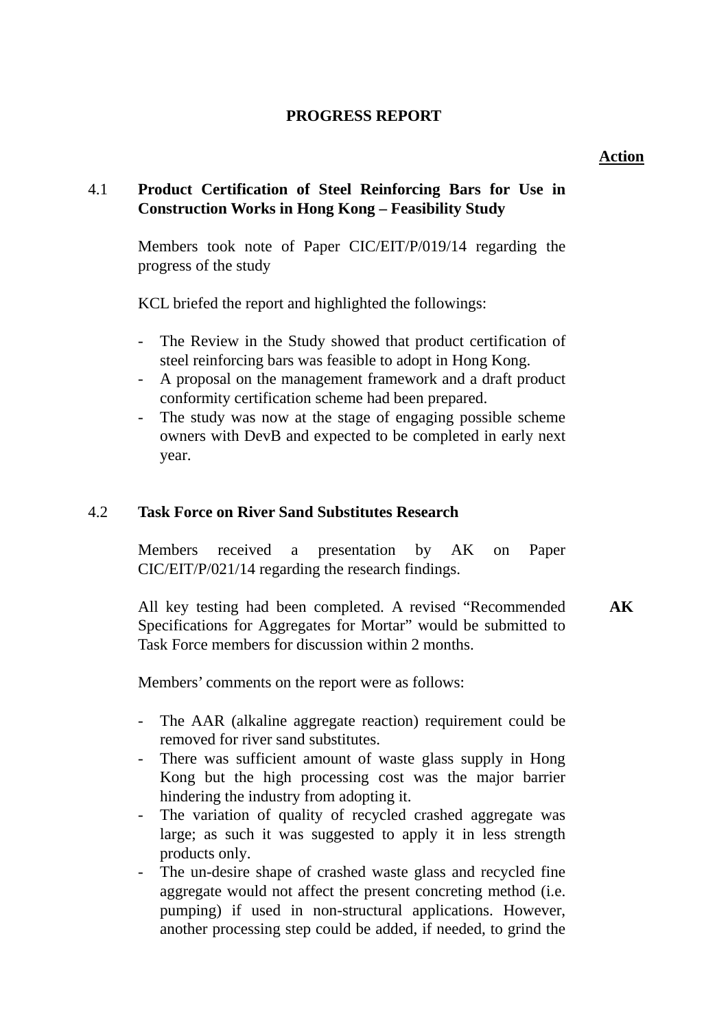## PROGRESS REPORT

**Action**

### 4.1 Product Certification of Steel Reinforcing Bars for Use in Construction Works in Hong Kong – Feasibility Study

Members took note of Paper CIC/EIT/P/019/14 regarding the progress of the study

KCL briefed the report and highlighted the followings:

- The Review in the Study showed that product certification of steel reinforcing bars was feasible to adopt in Hong Kong.
- A proposal on the management framework and a draft product conformity certification scheme had been prepared.
- The study was now at the stage of engaging possible scheme owners with DevB and expected to be completed in early next year.

### 4.2 Task Force on River Sand Substitutes Research

Members received a presentation by AK on Paper CIC/EIT/P/021/14 regarding the research findings.

All key testing had been completed. A revised "Recommended Specifications for Aggregates for Mortar" would be submitted to Task Force members for discussion within 2 months. **AK**

Members' comments on the report were as follows:

- The AAR (alkaline aggregate reaction) requirement could be removed for river sand substitutes.
- There was sufficient amount of waste glass supply in Hong Kong but the high processing cost was the major barrier hindering the industry from adopting it.
- The variation of quality of recycled crashed aggregate was large; as such it was suggested to apply it in less strength products only.
- The un-desire shape of crashed waste glass and recycled fine aggregate would not affect the present concreting method (i.e. pumping) if used in non-structural applications. However, another processing step could be added, if needed, to grind the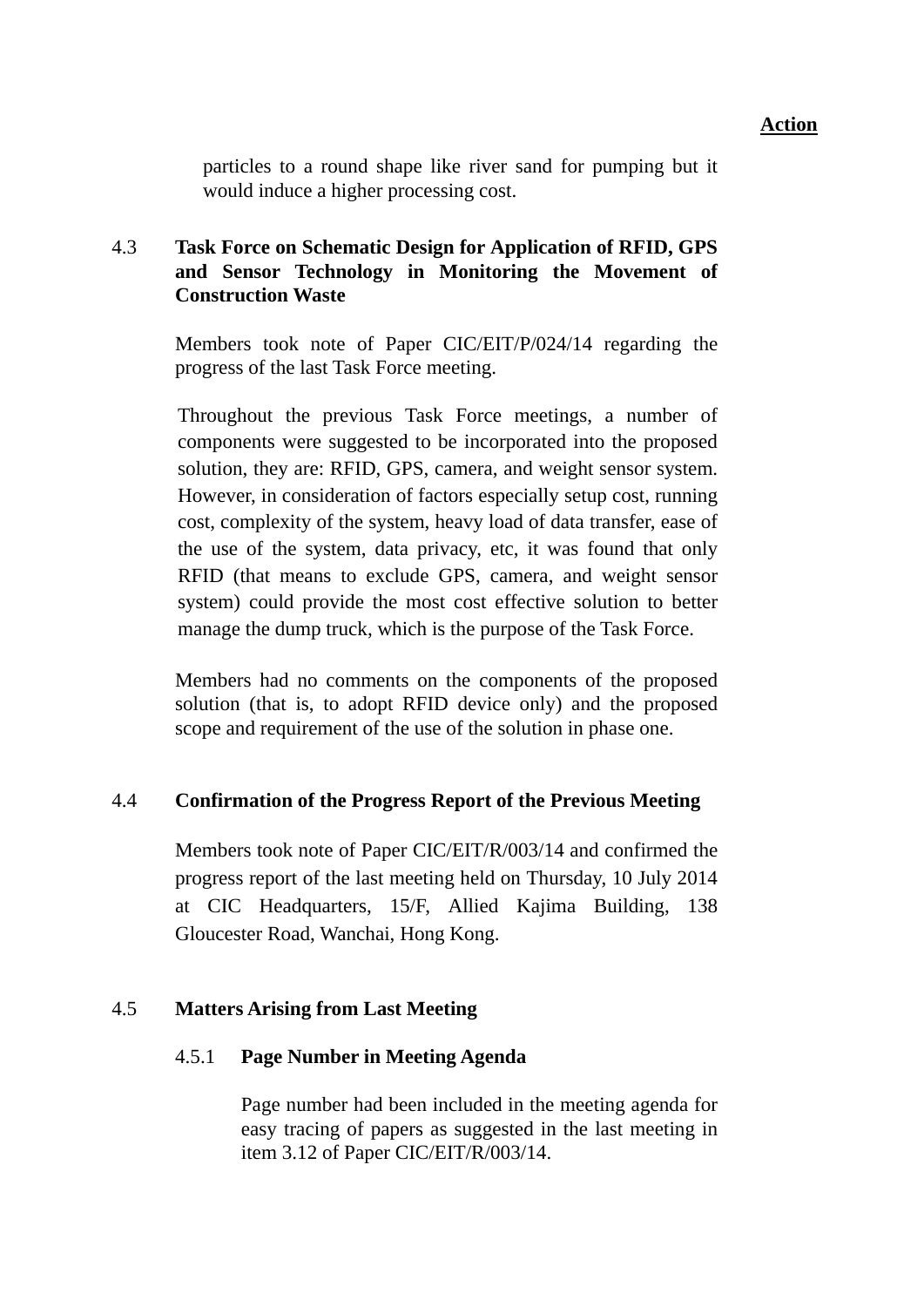**Action**

particles to a round shape like river sand for pumping but it would induce a higher processing cost.

### 4.3 Task Force on Schematic Design for Application of RFID, GPS and Sensor Technology in Monitoring the Movement of Construction Waste

Members took note of Paper CIC/EIT/P/024/14 regarding the progress of the last Task Force meeting.

Throughout the previous Task Force meetings, a number of components were suggested to be incorporated into the proposed solution, they are: RFID, GPS, camera, and weight sensor system. However, in consideration of factors especially setup cost, running cost, complexity of the system, heavy load of data transfer, ease of the use of the system, data privacy, etc, it was found that only RFID (that means to exclude GPS, camera, and weight sensor system) could provide the most cost effective solution to better manage the dump truck, which is the purpose of the Task Force.

Members had no comments on the components of the proposed solution (that is, to adopt RFID device only) and the proposed scope and requirement of the use of the solution in phase one.

### 4.4 Confirmation of the Progress Report of the Previous Meeting

Members took note of Paper CIC/EIT/R/003/14 and confirmed the progress report of the last meeting held on Thursday, 10 July 2014 at CIC Headquarters, 15/F, Allied Kajima Building, 138 Gloucester Road, Wanchai, Hong Kong.

### 4.5 Matters Arising from Last Meeting

#### 4.5.1 Page Number in Meeting Agenda

Page number had been included in the meeting agenda for easy tracing of papers as suggested in the last meeting in item 3.12 of Paper CIC/EIT/R/003/14.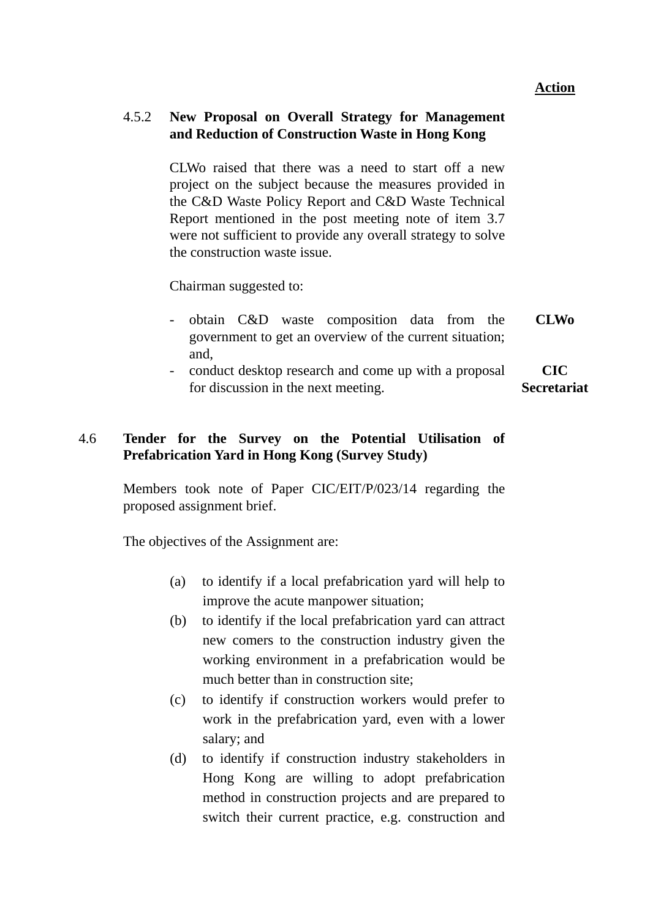**Action**

#### 4.5.2 New Proposal on Overall Strategy for Management and Reduction of Construction Waste in Hong Kong

CLWo raised that there was a need to start off a new project on the subject because the measures provided in the C&D Waste Policy Report and C&D Waste Technical Report mentioned in the post meeting note of item 3.7 were not sufficient to provide any overall strategy to solve the construction waste issue.

Chairman suggested to:

- obtain C&D waste composition data from the government to get an overview of the current situation; and, **CLWo**
- conduct desktop research and come up with a proposal for discussion in the next meeting. **CIC Secretariat**

### 4.6 Tender for the Survey on the Potential Utilisation of Prefabrication Yard in Hong Kong (Survey Study)

Members took note of Paper CIC/EIT/P/023/14 regarding the proposed assignment brief.

The objectives of the Assignment are:

(a) to identify if a local prefabrication yard will help to improve the acute manpower situation;

(b) to identify if the local prefabrication yard can attract new comers to the construction industry given the working environment in a prefabrication would be much better than in construction site;

(c) to identify if construction workers would prefer to work in the prefabrication yard, even with a lower salary; and

(d) to identify if construction industry stakeholders in Hong Kong are willing to adopt prefabrication method in construction projects and are prepared to switch their current practice, e.g. construction and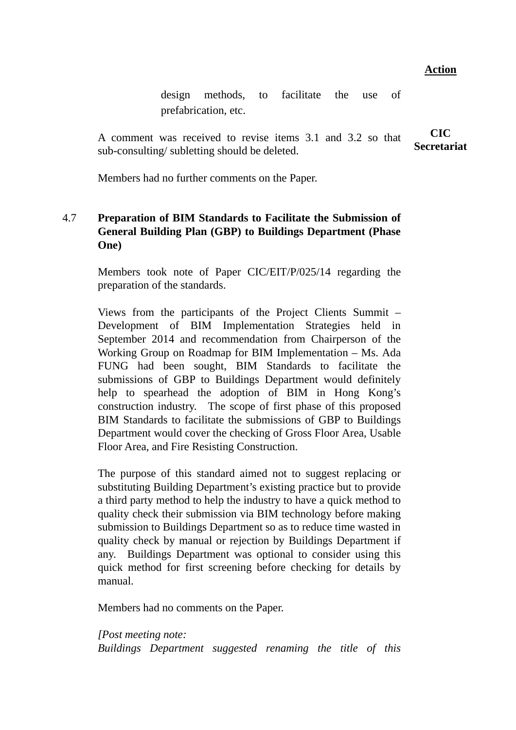**Action**

design methods, to facilitate the use of prefabrication, etc.

A comment was received to revise items 3.1 and 3.2 so that sub-consulting/ subletting should be deleted. **CIC Secretariat**

Members had no further comments on the Paper.

4.7 **Preparation of BIM Standards to Facilitate the Submission of General Building Plan (GBP) to Buildings Department (Phase One)**

Members took note of Paper CIC/EIT/P/025/14 regarding the preparation of the standards.

Views from the participants of the Project Clients Summit – Development of BIM Implementation Strategies held in September 2014 and recommendation from Chairperson of the Working Group on Roadmap for BIM Implementation – Ms. Ada FUNG had been sought, BIM Standards to facilitate the submissions of GBP to Buildings Department would definitely help to spearhead the adoption of BIM in Hong Kong's construction industry. The scope of first phase of this proposed BIM Standards to facilitate the submissions of GBP to Buildings Department would cover the checking of Gross Floor Area, Usable Floor Area, and Fire Resisting Construction.

The purpose of this standard aimed not to suggest replacing or substituting Building Department's existing practice but to provide a third party method to help the industry to have a quick method to quality check their submission via BIM technology before making submission to Buildings Department so as to reduce time wasted in quality check by manual or rejection by Buildings Department if any. Buildings Department was optional to consider using this quick method for first screening before checking for details by manual.

Members had no comments on the Paper.

*[Post meeting note:*
*Buildings Department suggested renaming the title of this*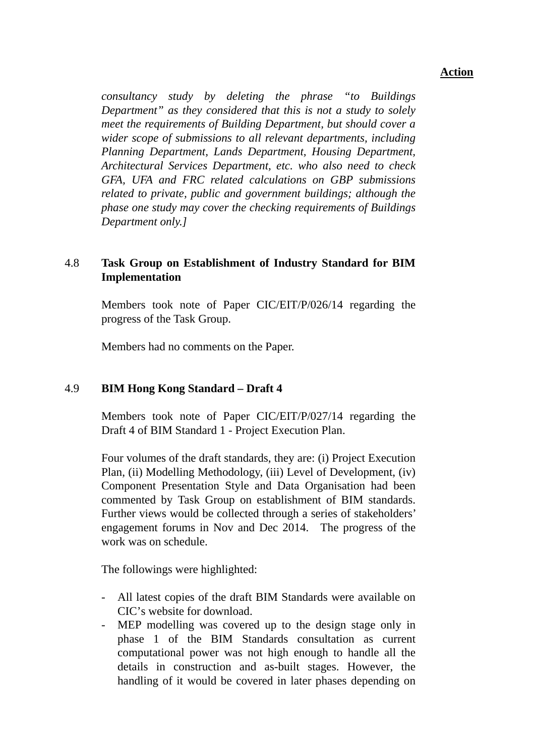**Action**

*consultancy study by deleting the phrase "to Buildings Department" as they considered that this is not a study to solely meet the requirements of Building Department, but should cover a wider scope of submissions to all relevant departments, including Planning Department, Lands Department, Housing Department, Architectural Services Department, etc. who also need to check GFA, UFA and FRC related calculations on GBP submissions related to private, public and government buildings; although the phase one study may cover the checking requirements of Buildings Department only.]*

4.8 **Task Group on Establishment of Industry Standard for BIM Implementation**

Members took note of Paper CIC/EIT/P/026/14 regarding the progress of the Task Group.

Members had no comments on the Paper.

4.9 **BIM Hong Kong Standard – Draft 4**

Members took note of Paper CIC/EIT/P/027/14 regarding the Draft 4 of BIM Standard 1 - Project Execution Plan.

Four volumes of the draft standards, they are: (i) Project Execution Plan, (ii) Modelling Methodology, (iii) Level of Development, (iv) Component Presentation Style and Data Organisation had been commented by Task Group on establishment of BIM standards. Further views would be collected through a series of stakeholders' engagement forums in Nov and Dec 2014. The progress of the work was on schedule.

The followings were highlighted:

- All latest copies of the draft BIM Standards were available on CIC's website for download.
- MEP modelling was covered up to the design stage only in phase 1 of the BIM Standards consultation as current computational power was not high enough to handle all the details in construction and as-built stages. However, the handling of it would be covered in later phases depending on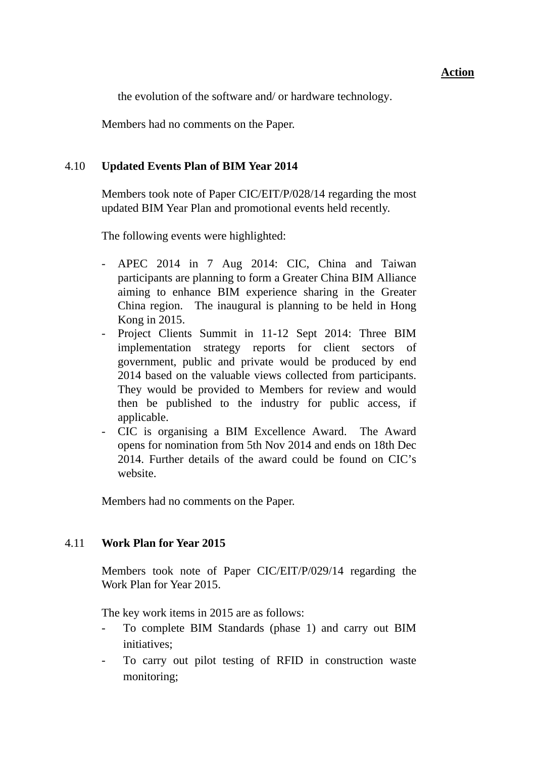**Action**

the evolution of the software and/ or hardware technology.

Members had no comments on the Paper.

## 4.10 Updated Events Plan of BIM Year 2014

Members took note of Paper CIC/EIT/P/028/14 regarding the most updated BIM Year Plan and promotional events held recently.

The following events were highlighted:

- APEC 2014 in 7 Aug 2014: CIC, China and Taiwan participants are planning to form a Greater China BIM Alliance aiming to enhance BIM experience sharing in the Greater China region. The inaugural is planning to be held in Hong Kong in 2015.
- Project Clients Summit in 11-12 Sept 2014: Three BIM implementation strategy reports for client sectors of government, public and private would be produced by end 2014 based on the valuable views collected from participants. They would be provided to Members for review and would then be published to the industry for public access, if applicable.
- CIC is organising a BIM Excellence Award. The Award opens for nomination from 5th Nov 2014 and ends on 18th Dec 2014. Further details of the award could be found on CIC's website.

Members had no comments on the Paper.

## 4.11 Work Plan for Year 2015

Members took note of Paper CIC/EIT/P/029/14 regarding the Work Plan for Year 2015.

The key work items in 2015 are as follows:

- To complete BIM Standards (phase 1) and carry out BIM initiatives;
- To carry out pilot testing of RFID in construction waste monitoring;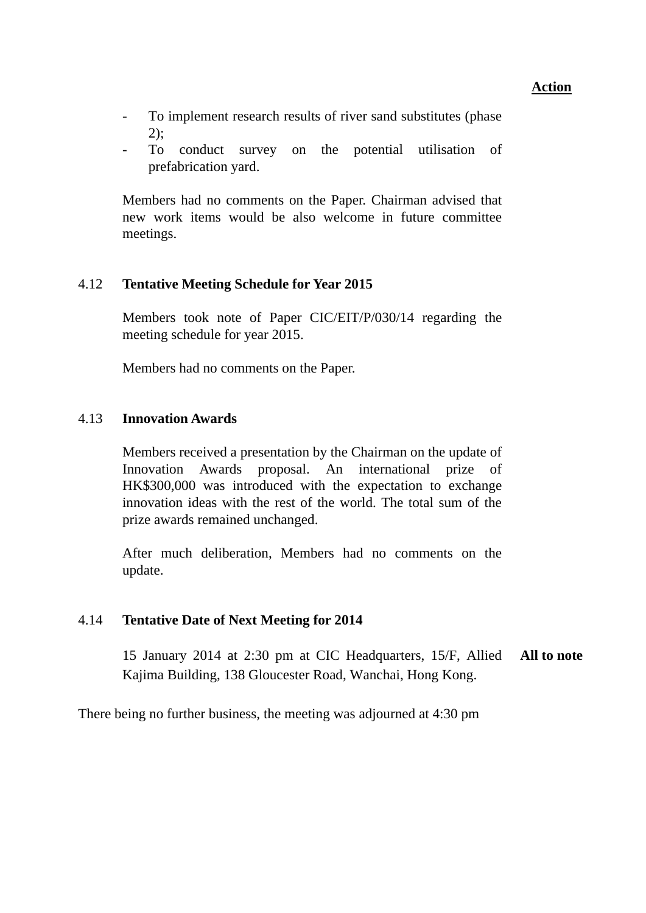**Action**

- To implement research results of river sand substitutes (phase 2);
- To conduct survey on the potential utilisation of prefabrication yard.

Members had no comments on the Paper. Chairman advised that new work items would be also welcome in future committee meetings.

4.12 **Tentative Meeting Schedule for Year 2015**

Members took note of Paper CIC/EIT/P/030/14 regarding the meeting schedule for year 2015.

Members had no comments on the Paper.

4.13 **Innovation Awards**

Members received a presentation by the Chairman on the update of Innovation Awards proposal. An international prize of HK$300,000 was introduced with the expectation to exchange innovation ideas with the rest of the world. The total sum of the prize awards remained unchanged.

After much deliberation, Members had no comments on the update.

4.14 **Tentative Date of Next Meeting for 2014**

15 January 2014 at 2:30 pm at CIC Headquarters, 15/F, Allied Kajima Building, 138 Gloucester Road, Wanchai, Hong Kong. **All to note**

There being no further business, the meeting was adjourned at 4:30 pm